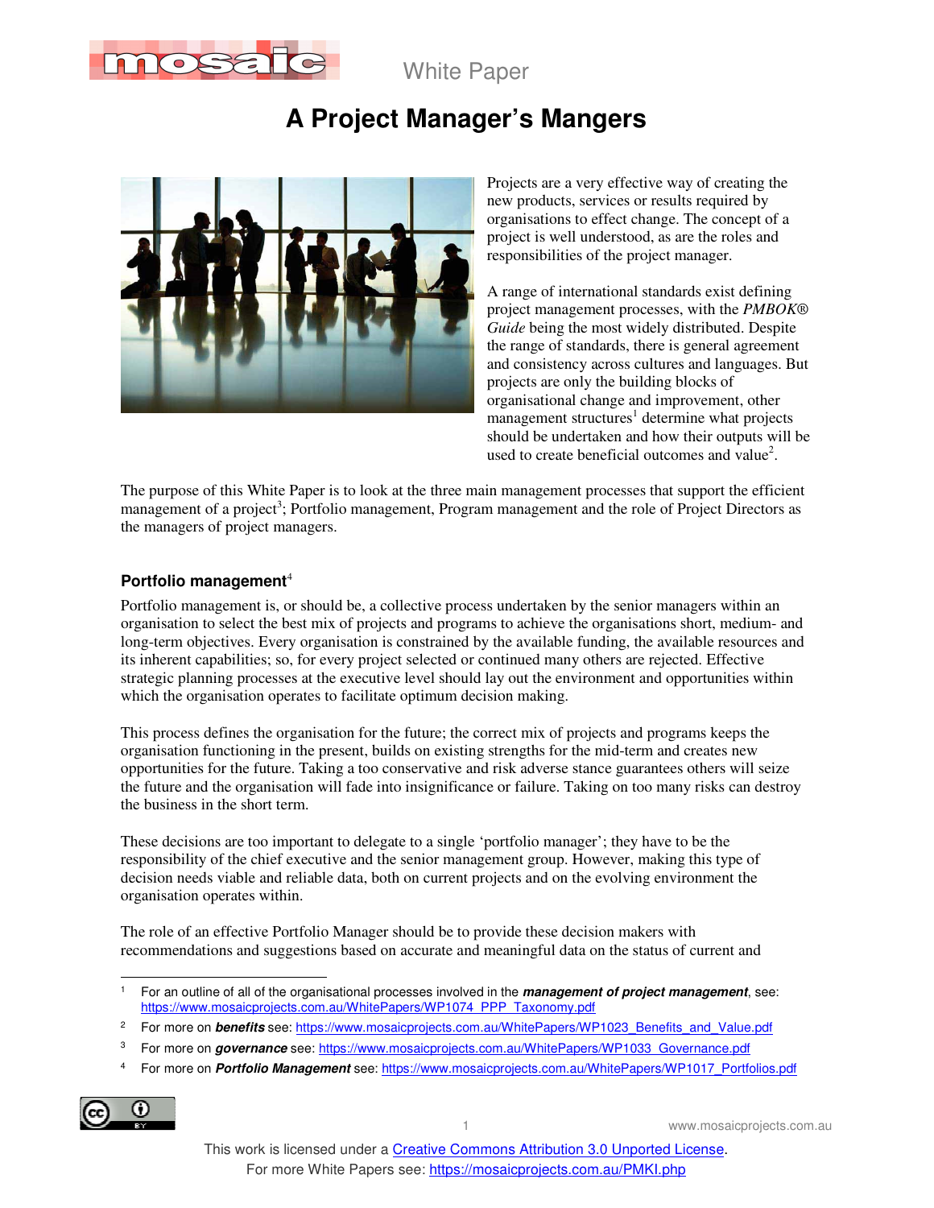White Paper

# A Project Manager's Mangers

Projects are a very effective way of creating the new products, services or results required by organisations to effect change. The concept of a project is well understood, as are the roles and responsibilities of the project manager.

A range of international standards exist defining project management processes, with the *PMBOK® Guide* being the most widely distributed. Despite the range of standards, there is general agreement and consistency across cultures and languages. But projects are only the building blocks of organisational change and improvement, other management structures[1] determine what projects should be undertaken and how their outputs will be used to create beneficial outcomes and value[2].

The purpose of this White Paper is to look at the three main management processes that support the efficient management of a project[3]; Portfolio management, Program management and the role of Project Directors as the managers of project managers.

### Portfolio management[4]

Portfolio management is, or should be, a collective process undertaken by the senior managers within an organisation to select the best mix of projects and programs to achieve the organisations short, medium- and long-term objectives. Every organisation is constrained by the available funding, the available resources and its inherent capabilities; so, for every project selected or continued many others are rejected. Effective strategic planning processes at the executive level should lay out the environment and opportunities within which the organisation operates to facilitate optimum decision making.

This process defines the organisation for the future; the correct mix of projects and programs keeps the organisation functioning in the present, builds on existing strengths for the mid-term and creates new opportunities for the future. Taking a too conservative and risk adverse stance guarantees others will seize the future and the organisation will fade into insignificance or failure. Taking on too many risks can destroy the business in the short term.

These decisions are too important to delegate to a single 'portfolio manager'; they have to be the responsibility of the chief executive and the senior management group. However, making this type of decision needs viable and reliable data, both on current projects and on the evolving environment the organisation operates within.

The role of an effective Portfolio Manager should be to provide these decision makers with recommendations and suggestions based on accurate and meaningful data on the status of current and

---

1 For an outline of all of the organisational processes involved in the ***management of project management***, see: https://www.mosaicprojects.com.au/WhitePapers/WP1074_PPP_Taxonomy.pdf

2 For more on ***benefits*** see: https://www.mosaicprojects.com.au/WhitePapers/WP1023_Benefits_and_Value.pdf

3 For more on ***governance*** see: https://www.mosaicprojects.com.au/WhitePapers/WP1033_Governance.pdf

4 For more on ***Portfolio Management*** see: https://www.mosaicprojects.com.au/WhitePapers/WP1017_Portfolios.pdf

This work is licensed under a Creative Commons Attribution 3.0 Unported License.
For more White Papers see: https://mosaicprojects.com.au/PMKI.php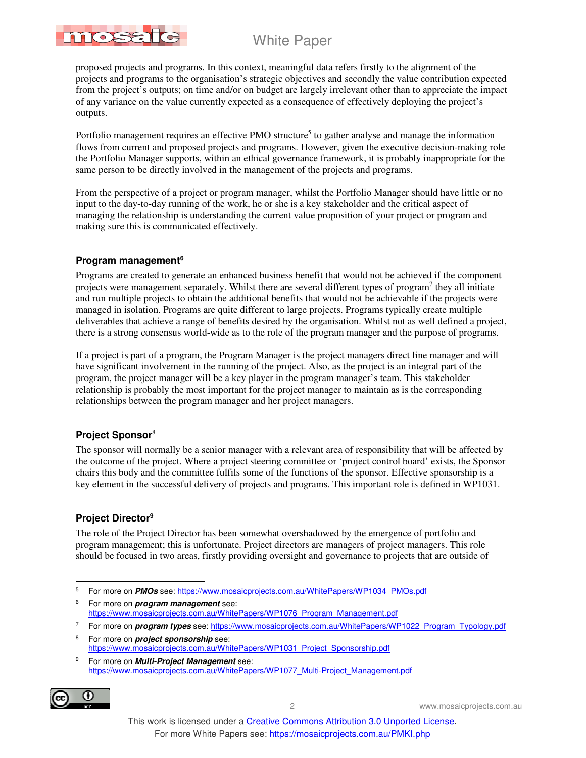proposed projects and programs. In this context, meaningful data refers firstly to the alignment of the projects and programs to the organisation's strategic objectives and secondly the value contribution expected from the project's outputs; on time and/or on budget are largely irrelevant other than to appreciate the impact of any variance on the value currently expected as a consequence of effectively deploying the project's outputs.

Portfolio management requires an effective PMO structure[5] to gather analyse and manage the information flows from current and proposed projects and programs. However, given the executive decision-making role the Portfolio Manager supports, within an ethical governance framework, it is probably inappropriate for the same person to be directly involved in the management of the projects and programs.

From the perspective of a project or program manager, whilst the Portfolio Manager should have little or no input to the day-to-day running of the work, he or she is a key stakeholder and the critical aspect of managing the relationship is understanding the current value proposition of your project or program and making sure this is communicated effectively.

### Program management[6]

Programs are created to generate an enhanced business benefit that would not be achieved if the component projects were management separately. Whilst there are several different types of program[7] they all initiate and run multiple projects to obtain the additional benefits that would not be achievable if the projects were managed in isolation. Programs are quite different to large projects. Programs typically create multiple deliverables that achieve a range of benefits desired by the organisation. Whilst not as well defined a project, there is a strong consensus world-wide as to the role of the program manager and the purpose of programs.

If a project is part of a program, the Program Manager is the project managers direct line manager and will have significant involvement in the running of the project. Also, as the project is an integral part of the program, the project manager will be a key player in the program manager's team. This stakeholder relationship is probably the most important for the project manager to maintain as is the corresponding relationships between the program manager and her project managers.

### Project Sponsor[8]

The sponsor will normally be a senior manager with a relevant area of responsibility that will be affected by the outcome of the project. Where a project steering committee or 'project control board' exists, the Sponsor chairs this body and the committee fulfils some of the functions of the sponsor. Effective sponsorship is a key element in the successful delivery of projects and programs. This important role is defined in WP1031.

### Project Director[9]

The role of the Project Director has been somewhat overshadowed by the emergence of portfolio and program management; this is unfortunate. Project directors are managers of project managers. This role should be focused in two areas, firstly providing oversight and governance to projects that are outside of

---

5. For more on ***PMOs*** see: https://www.mosaicprojects.com.au/WhitePapers/WP1034_PMOs.pdf
6. For more on ***program management*** see: https://www.mosaicprojects.com.au/WhitePapers/WP1076_Program_Management.pdf
7. For more on ***program types*** see: https://www.mosaicprojects.com.au/WhitePapers/WP1022_Program_Typology.pdf
8. For more on ***project sponsorship*** see: https://www.mosaicprojects.com.au/WhitePapers/WP1031_Project_Sponsorship.pdf
9. For more on ***Multi-Project Management*** see: https://www.mosaicprojects.com.au/WhitePapers/WP1077_Multi-Project_Management.pdf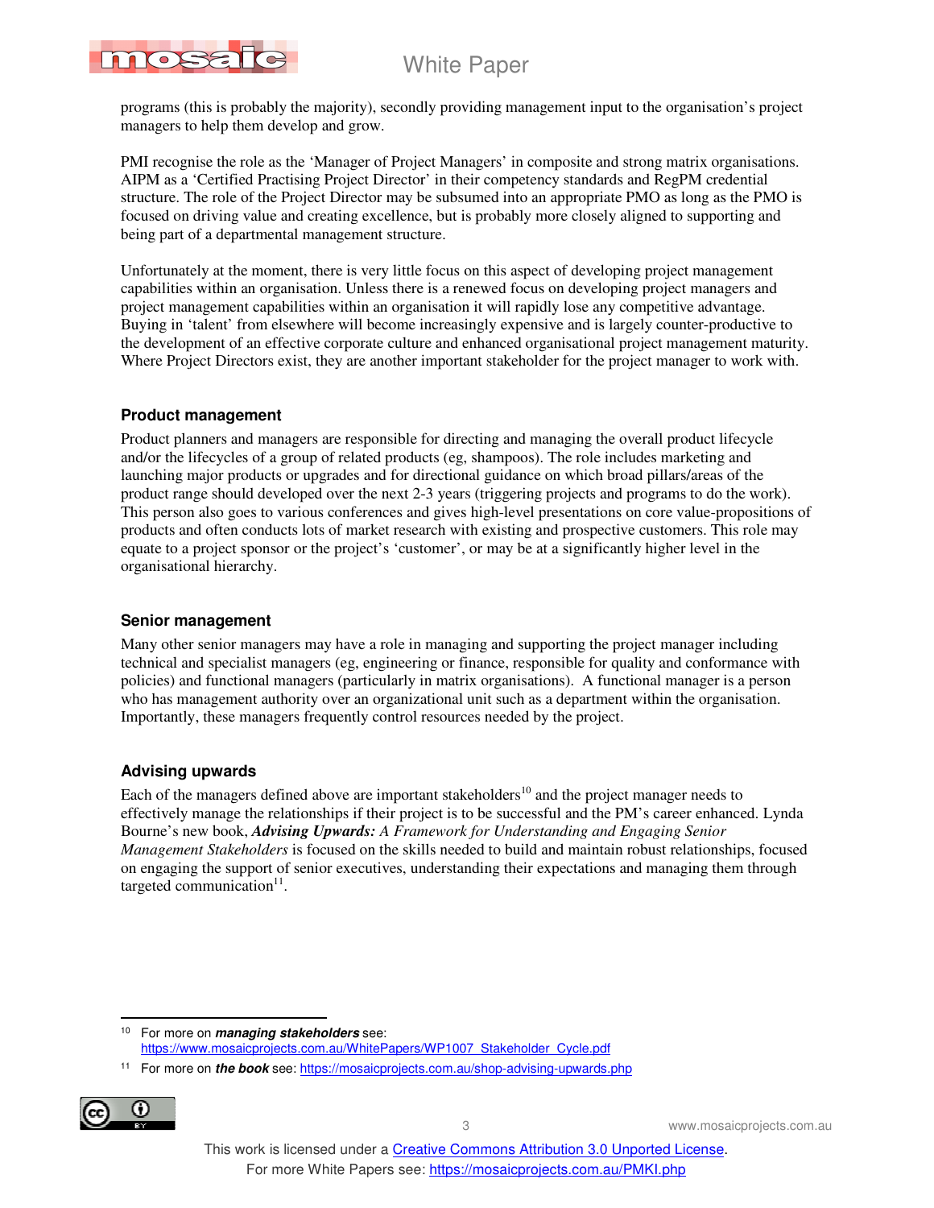programs (this is probably the majority), secondly providing management input to the organisation's project managers to help them develop and grow.

PMI recognise the role as the 'Manager of Project Managers' in composite and strong matrix organisations. AIPM as a 'Certified Practising Project Director' in their competency standards and RegPM credential structure. The role of the Project Director may be subsumed into an appropriate PMO as long as the PMO is focused on driving value and creating excellence, but is probably more closely aligned to supporting and being part of a departmental management structure.

Unfortunately at the moment, there is very little focus on this aspect of developing project management capabilities within an organisation. Unless there is a renewed focus on developing project managers and project management capabilities within an organisation it will rapidly lose any competitive advantage. Buying in 'talent' from elsewhere will become increasingly expensive and is largely counter-productive to the development of an effective corporate culture and enhanced organisational project management maturity. Where Project Directors exist, they are another important stakeholder for the project manager to work with.

### Product management

Product planners and managers are responsible for directing and managing the overall product lifecycle and/or the lifecycles of a group of related products (eg, shampoos). The role includes marketing and launching major products or upgrades and for directional guidance on which broad pillars/areas of the product range should developed over the next 2-3 years (triggering projects and programs to do the work). This person also goes to various conferences and gives high-level presentations on core value-propositions of products and often conducts lots of market research with existing and prospective customers. This role may equate to a project sponsor or the project's 'customer', or may be at a significantly higher level in the organisational hierarchy.

### Senior management

Many other senior managers may have a role in managing and supporting the project manager including technical and specialist managers (eg, engineering or finance, responsible for quality and conformance with policies) and functional managers (particularly in matrix organisations). A functional manager is a person who has management authority over an organizational unit such as a department within the organisation. Importantly, these managers frequently control resources needed by the project.

### Advising upwards

Each of the managers defined above are important stakeholders[10] and the project manager needs to effectively manage the relationships if their project is to be successful and the PM's career enhanced. Lynda Bourne's new book, ***Advising Upwards:*** *A Framework for Understanding and Engaging Senior Management Stakeholders* is focused on the skills needed to build and maintain robust relationships, focused on engaging the support of senior executives, understanding their expectations and managing them through targeted communication[11].

---

[10] For more on ***managing stakeholders*** see: https://www.mosaicprojects.com.au/WhitePapers/WP1007_Stakeholder_Cycle.pdf

[11] For more on ***the book*** see: https://mosaicprojects.com.au/shop-advising-upwards.php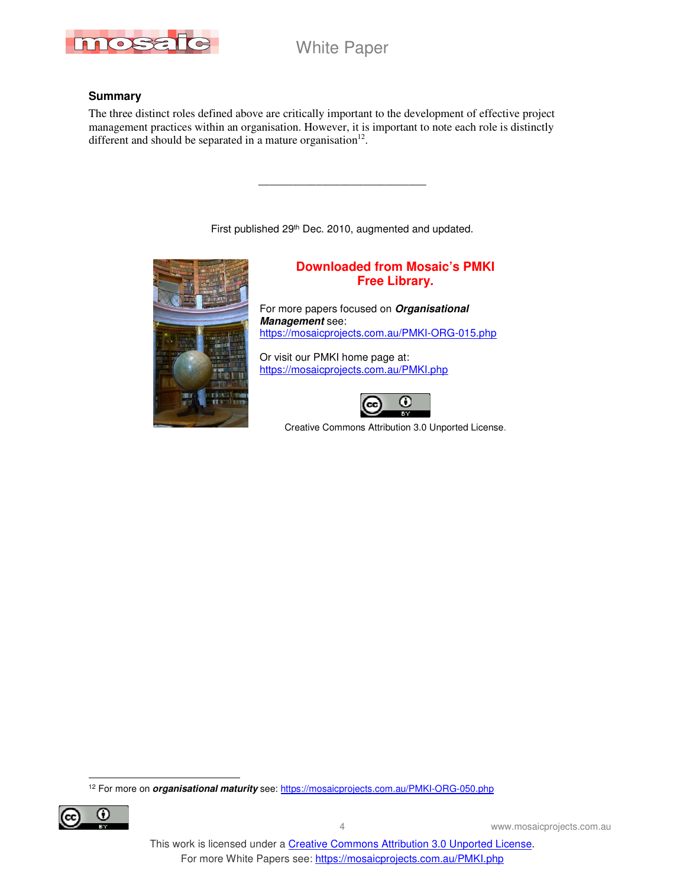### Summary

The three distinct roles defined above are critically important to the development of effective project management practices within an organisation. However, it is important to note each role is distinctly different and should be separated in a mature organisation[12].

\_\_\_\_\_\_\_\_\_\_\_\_\_\_\_\_\_\_\_\_\_\_\_\_\_\_\_\_\_

First published 29th Dec. 2010, augmented and updated.

**Downloaded from Mosaic's PMKI Free Library.**

For more papers focused on ***Organisational Management*** see:
https://mosaicprojects.com.au/PMKI-ORG-015.php

Or visit our PMKI home page at:
https://mosaicprojects.com.au/PMKI.php

Creative Commons Attribution 3.0 Unported License.

---

[12] For more on ***organisational maturity*** see: https://mosaicprojects.com.au/PMKI-ORG-050.php

This work is licensed under a Creative Commons Attribution 3.0 Unported License.
For more White Papers see: https://mosaicprojects.com.au/PMKI.php